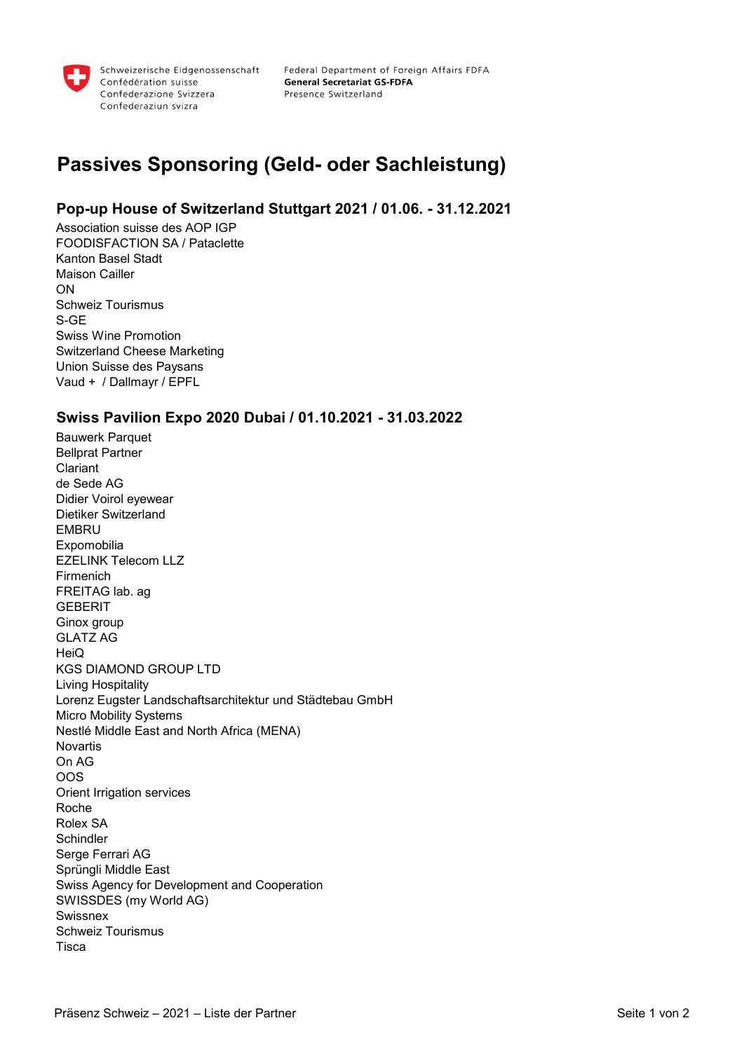Schweizerische Eidgenossenschaft
Confédération suisse
Confederazione Svizzera
Confederaziun svizra

Federal Department of Foreign Affairs FDFA
**General Secretariat GS-FDFA**
Presence Switzerland

# Passives Sponsoring (Geld- oder Sachleistung)

## Pop-up House of Switzerland Stuttgart 2021 / 01.06. - 31.12.2021

Association suisse des AOP IGP
FOODISFACTION SA / Pataclette
Kanton Basel Stadt
Maison Cailler
ON
Schweiz Tourismus
S-GE
Swiss Wine Promotion
Switzerland Cheese Marketing
Union Suisse des Paysans
Vaud + / Dallmayr / EPFL

## Swiss Pavilion Expo 2020 Dubai / 01.10.2021 - 31.03.2022

Bauwerk Parquet
Bellprat Partner
Clariant
de Sede AG
Didier Voirol eyewear
Dietiker Switzerland
EMBRU
Expomobilia
EZELINK Telecom LLZ
Firmenich
FREITAG lab. ag
GEBERIT
Ginox group
GLATZ AG
HeiQ
KGS DIAMOND GROUP LTD
Living Hospitality
Lorenz Eugster Landschaftsarchitektur und Städtebau GmbH
Micro Mobility Systems
Nestlé Middle East and North Africa (MENA)
Novartis
On AG
OOS
Orient Irrigation services
Roche
Rolex SA
Schindler
Serge Ferrari AG
Sprüngli Middle East
Swiss Agency for Development and Cooperation
SWISSDES (my World AG)
Swissnex
Schweiz Tourismus
Tisca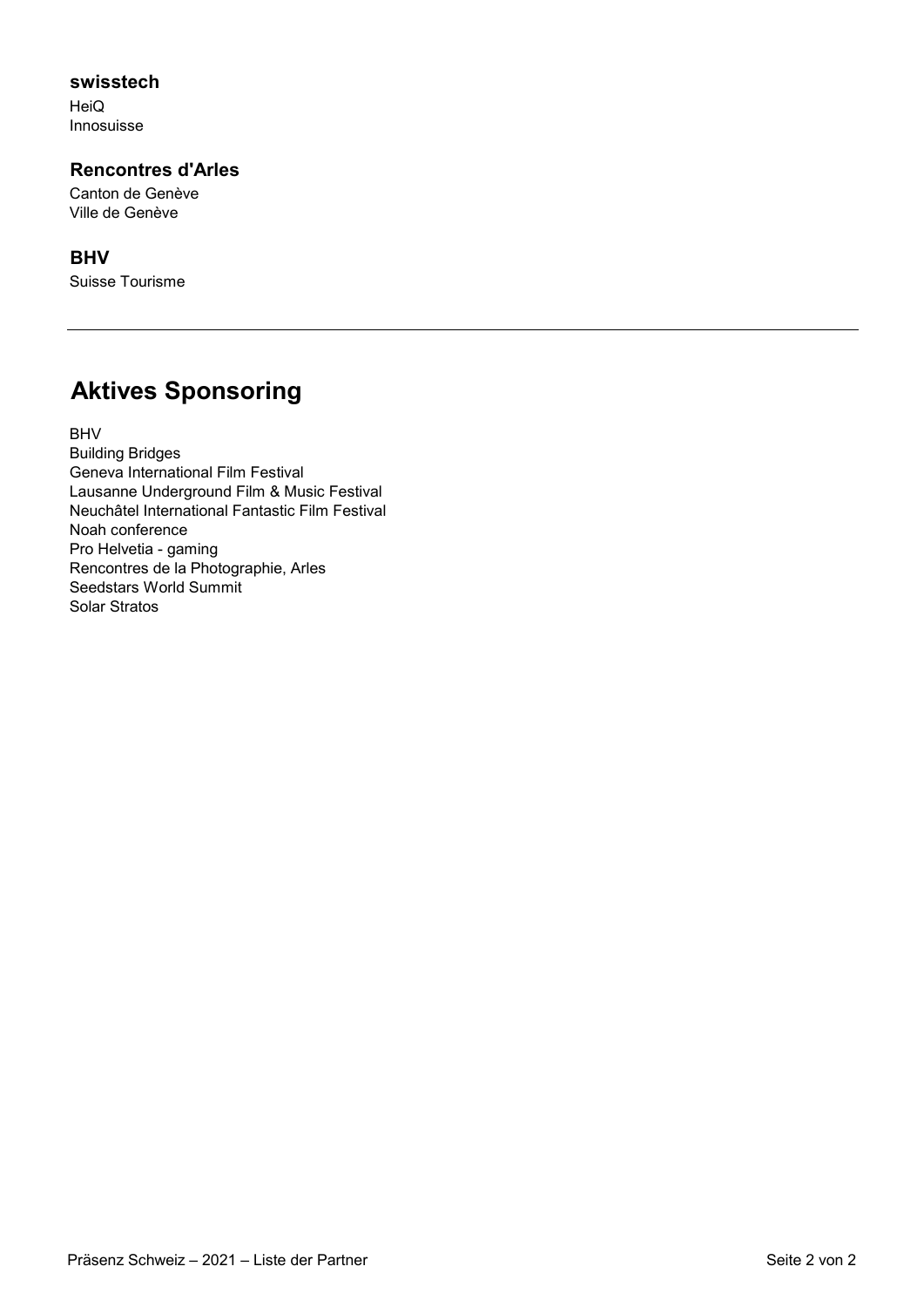### swisstech

HeiQ
Innosuisse

### Rencontres d'Arles

Canton de Genève
Ville de Genève

### BHV

Suisse Tourisme

---

## Aktives Sponsoring

BHV
Building Bridges
Geneva International Film Festival
Lausanne Underground Film & Music Festival
Neuchâtel International Fantastic Film Festival
Noah conference
Pro Helvetia - gaming
Rencontres de la Photographie, Arles
Seedstars World Summit
Solar Stratos